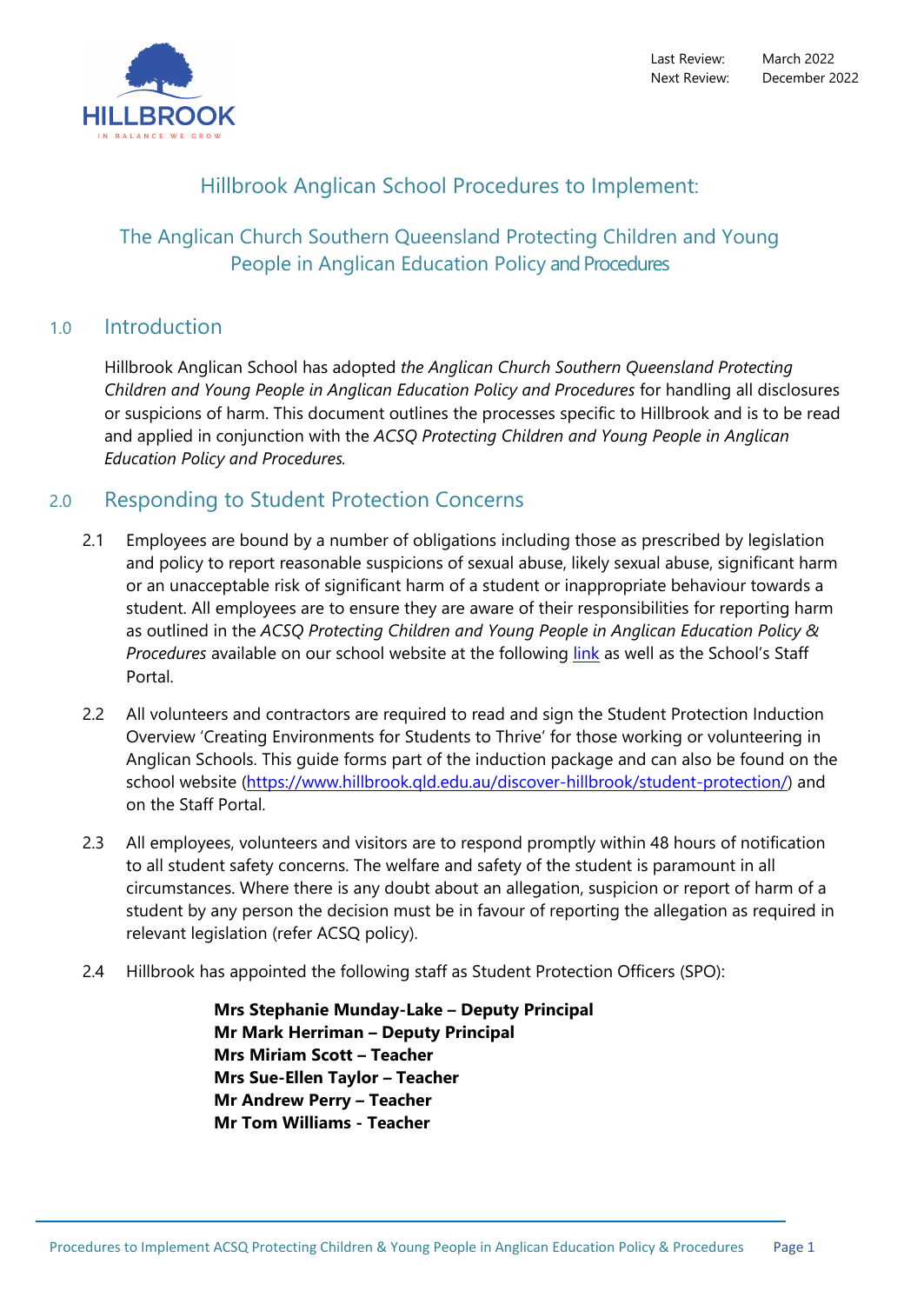Last Review: March 2022
Next Review: December 2022

# Hillbrook Anglican School Procedures to Implement:

## The Anglican Church Southern Queensland Protecting Children and Young People in Anglican Education Policy and Procedures

## 1.0 Introduction

Hillbrook Anglican School has adopted *the Anglican Church Southern Queensland Protecting Children and Young People in Anglican Education Policy and Procedures* for handling all disclosures or suspicions of harm. This document outlines the processes specific to Hillbrook and is to be read and applied in conjunction with the *ACSQ Protecting Children and Young People in Anglican Education Policy and Procedures.*

## 2.0 Responding to Student Protection Concerns

2.1 Employees are bound by a number of obligations including those as prescribed by legislation and policy to report reasonable suspicions of sexual abuse, likely sexual abuse, significant harm or an unacceptable risk of significant harm of a student or inappropriate behaviour towards a student. All employees are to ensure they are aware of their responsibilities for reporting harm as outlined in the *ACSQ Protecting Children and Young People in Anglican Education Policy & Procedures* available on our school website at the following link as well as the School's Staff Portal.

2.2 All volunteers and contractors are required to read and sign the Student Protection Induction Overview 'Creating Environments for Students to Thrive' for those working or volunteering in Anglican Schools. This guide forms part of the induction package and can also be found on the school website (https://www.hillbrook.qld.edu.au/discover-hillbrook/student-protection/) and on the Staff Portal.

2.3 All employees, volunteers and visitors are to respond promptly within 48 hours of notification to all student safety concerns. The welfare and safety of the student is paramount in all circumstances. Where there is any doubt about an allegation, suspicion or report of harm of a student by any person the decision must be in favour of reporting the allegation as required in relevant legislation (refer ACSQ policy).

2.4 Hillbrook has appointed the following staff as Student Protection Officers (SPO):

**Mrs Stephanie Munday-Lake – Deputy Principal**
**Mr Mark Herriman – Deputy Principal**
**Mrs Miriam Scott – Teacher**
**Mrs Sue-Ellen Taylor – Teacher**
**Mr Andrew Perry – Teacher**
**Mr Tom Williams - Teacher**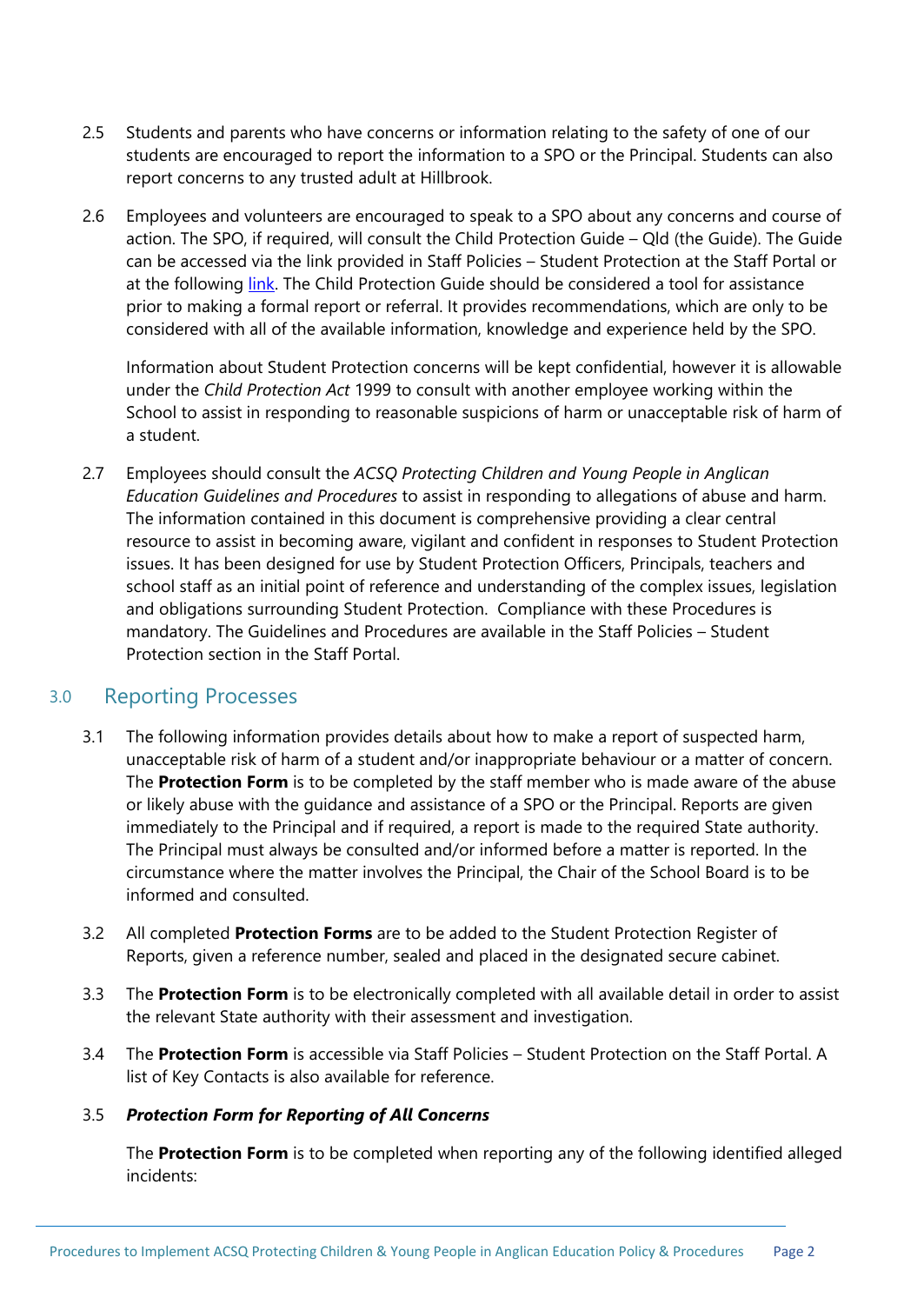2.5 Students and parents who have concerns or information relating to the safety of one of our students are encouraged to report the information to a SPO or the Principal. Students can also report concerns to any trusted adult at Hillbrook.

2.6 Employees and volunteers are encouraged to speak to a SPO about any concerns and course of action. The SPO, if required, will consult the Child Protection Guide – Qld (the Guide). The Guide can be accessed via the link provided in Staff Policies – Student Protection at the Staff Portal or at the following link. The Child Protection Guide should be considered a tool for assistance prior to making a formal report or referral. It provides recommendations, which are only to be considered with all of the available information, knowledge and experience held by the SPO.

Information about Student Protection concerns will be kept confidential, however it is allowable under the *Child Protection Act* 1999 to consult with another employee working within the School to assist in responding to reasonable suspicions of harm or unacceptable risk of harm of a student.

2.7 Employees should consult the *ACSQ Protecting Children and Young People in Anglican Education Guidelines and Procedures* to assist in responding to allegations of abuse and harm. The information contained in this document is comprehensive providing a clear central resource to assist in becoming aware, vigilant and confident in responses to Student Protection issues. It has been designed for use by Student Protection Officers, Principals, teachers and school staff as an initial point of reference and understanding of the complex issues, legislation and obligations surrounding Student Protection. Compliance with these Procedures is mandatory. The Guidelines and Procedures are available in the Staff Policies – Student Protection section in the Staff Portal.

## 3.0 Reporting Processes

3.1 The following information provides details about how to make a report of suspected harm, unacceptable risk of harm of a student and/or inappropriate behaviour or a matter of concern. The **Protection Form** is to be completed by the staff member who is made aware of the abuse or likely abuse with the guidance and assistance of a SPO or the Principal. Reports are given immediately to the Principal and if required, a report is made to the required State authority. The Principal must always be consulted and/or informed before a matter is reported. In the circumstance where the matter involves the Principal, the Chair of the School Board is to be informed and consulted.

3.2 All completed **Protection Forms** are to be added to the Student Protection Register of Reports, given a reference number, sealed and placed in the designated secure cabinet.

3.3 The **Protection Form** is to be electronically completed with all available detail in order to assist the relevant State authority with their assessment and investigation.

3.4 The **Protection Form** is accessible via Staff Policies – Student Protection on the Staff Portal. A list of Key Contacts is also available for reference.

3.5 ***Protection Form for Reporting of All Concerns***

The **Protection Form** is to be completed when reporting any of the following identified alleged incidents: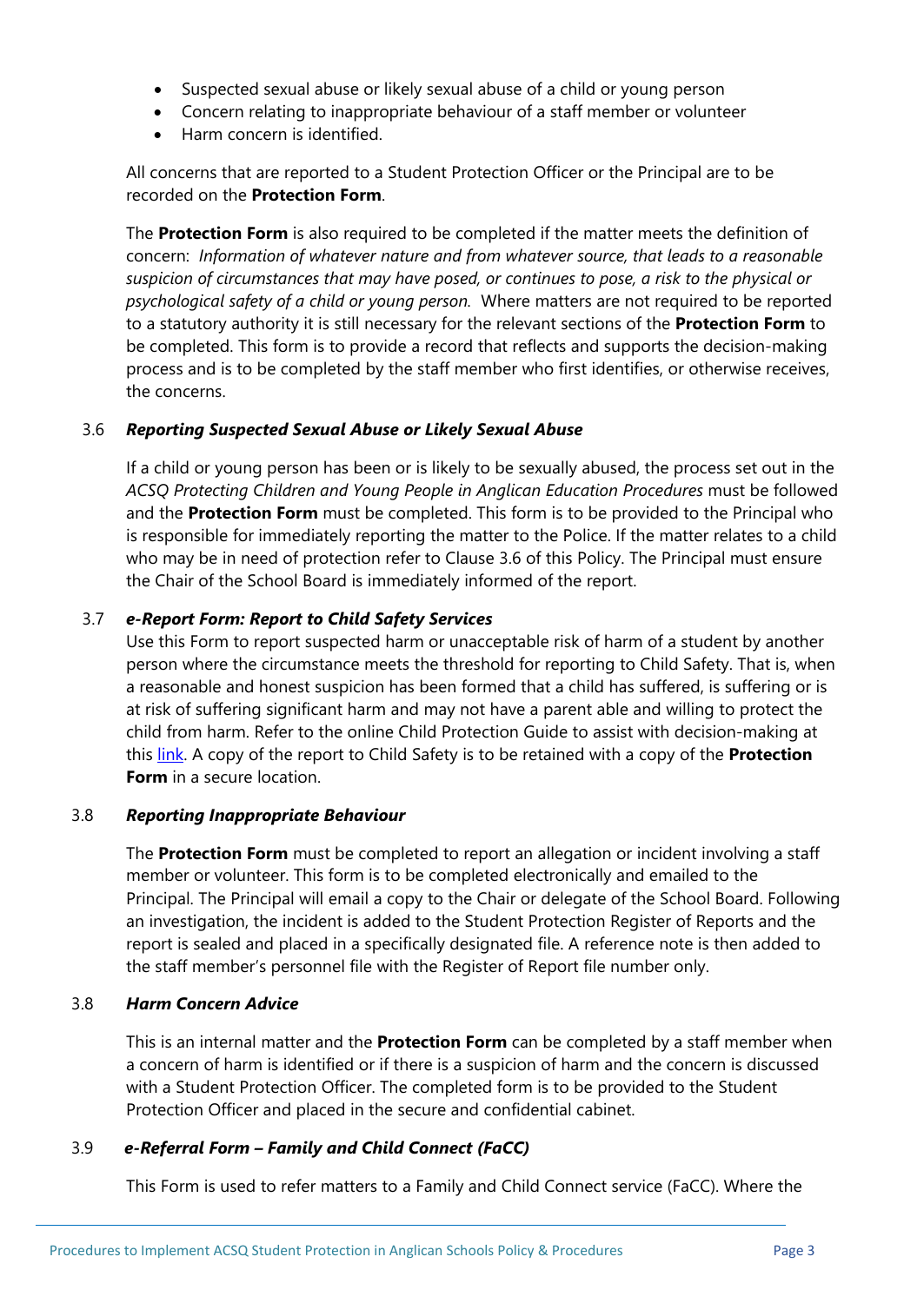- Suspected sexual abuse or likely sexual abuse of a child or young person
- Concern relating to inappropriate behaviour of a staff member or volunteer
- Harm concern is identified.

All concerns that are reported to a Student Protection Officer or the Principal are to be recorded on the **Protection Form**.

The **Protection Form** is also required to be completed if the matter meets the definition of concern: *Information of whatever nature and from whatever source, that leads to a reasonable suspicion of circumstances that may have posed, or continues to pose, a risk to the physical or psychological safety of a child or young person.* Where matters are not required to be reported to a statutory authority it is still necessary for the relevant sections of the **Protection Form** to be completed. This form is to provide a record that reflects and supports the decision-making process and is to be completed by the staff member who first identifies, or otherwise receives, the concerns.

### 3.6 *Reporting Suspected Sexual Abuse or Likely Sexual Abuse*

If a child or young person has been or is likely to be sexually abused, the process set out in the *ACSQ Protecting Children and Young People in Anglican Education Procedures* must be followed and the **Protection Form** must be completed. This form is to be provided to the Principal who is responsible for immediately reporting the matter to the Police. If the matter relates to a child who may be in need of protection refer to Clause 3.6 of this Policy. The Principal must ensure the Chair of the School Board is immediately informed of the report.

### 3.7 *e-Report Form: Report to Child Safety Services*

Use this Form to report suspected harm or unacceptable risk of harm of a student by another person where the circumstance meets the threshold for reporting to Child Safety. That is, when a reasonable and honest suspicion has been formed that a child has suffered, is suffering or is at risk of suffering significant harm and may not have a parent able and willing to protect the child from harm. Refer to the online Child Protection Guide to assist with decision-making at this link. A copy of the report to Child Safety is to be retained with a copy of the **Protection Form** in a secure location.

### 3.8 *Reporting Inappropriate Behaviour*

The **Protection Form** must be completed to report an allegation or incident involving a staff member or volunteer. This form is to be completed electronically and emailed to the Principal. The Principal will email a copy to the Chair or delegate of the School Board. Following an investigation, the incident is added to the Student Protection Register of Reports and the report is sealed and placed in a specifically designated file. A reference note is then added to the staff member's personnel file with the Register of Report file number only.

### 3.8 *Harm Concern Advice*

This is an internal matter and the **Protection Form** can be completed by a staff member when a concern of harm is identified or if there is a suspicion of harm and the concern is discussed with a Student Protection Officer. The completed form is to be provided to the Student Protection Officer and placed in the secure and confidential cabinet.

### 3.9 *e-Referral Form – Family and Child Connect (FaCC)*

This Form is used to refer matters to a Family and Child Connect service (FaCC). Where the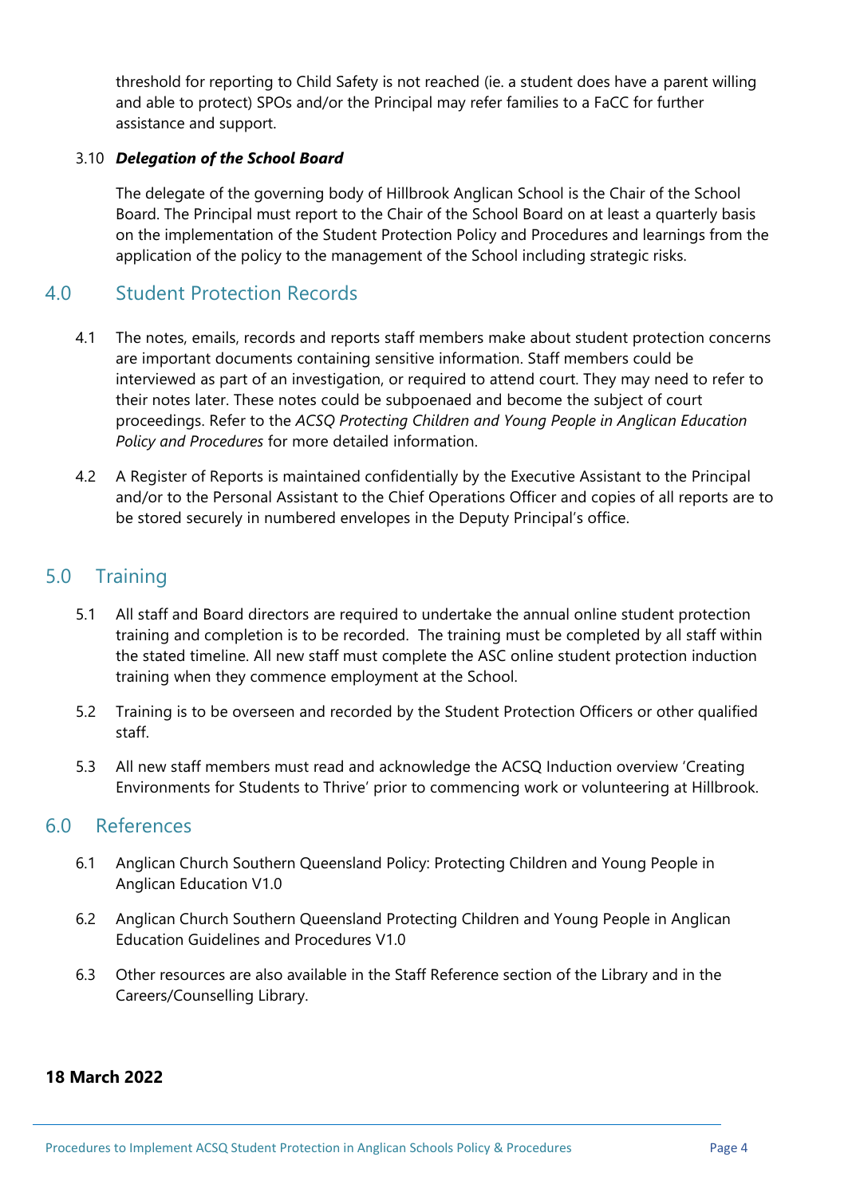threshold for reporting to Child Safety is not reached (ie. a student does have a parent willing and able to protect) SPOs and/or the Principal may refer families to a FaCC for further assistance and support.

3.10 ***Delegation of the School Board***

The delegate of the governing body of Hillbrook Anglican School is the Chair of the School Board. The Principal must report to the Chair of the School Board on at least a quarterly basis on the implementation of the Student Protection Policy and Procedures and learnings from the application of the policy to the management of the School including strategic risks.

## 4.0 Student Protection Records

4.1 The notes, emails, records and reports staff members make about student protection concerns are important documents containing sensitive information. Staff members could be interviewed as part of an investigation, or required to attend court. They may need to refer to their notes later. These notes could be subpoenaed and become the subject of court proceedings. Refer to the *ACSQ Protecting Children and Young People in Anglican Education Policy and Procedures* for more detailed information.

4.2 A Register of Reports is maintained confidentially by the Executive Assistant to the Principal and/or to the Personal Assistant to the Chief Operations Officer and copies of all reports are to be stored securely in numbered envelopes in the Deputy Principal's office.

## 5.0 Training

5.1 All staff and Board directors are required to undertake the annual online student protection training and completion is to be recorded. The training must be completed by all staff within the stated timeline. All new staff must complete the ASC online student protection induction training when they commence employment at the School.

5.2 Training is to be overseen and recorded by the Student Protection Officers or other qualified staff.

5.3 All new staff members must read and acknowledge the ACSQ Induction overview 'Creating Environments for Students to Thrive' prior to commencing work or volunteering at Hillbrook.

## 6.0 References

6.1 Anglican Church Southern Queensland Policy: Protecting Children and Young People in Anglican Education V1.0

6.2 Anglican Church Southern Queensland Protecting Children and Young People in Anglican Education Guidelines and Procedures V1.0

6.3 Other resources are also available in the Staff Reference section of the Library and in the Careers/Counselling Library.

**18 March 2022**